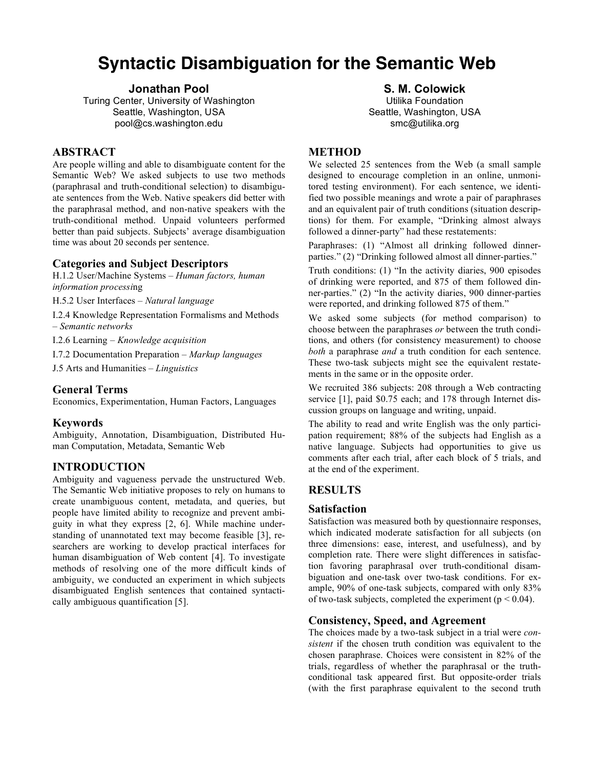# Syntactic Disambiguation for the Semantic Web

**Jonathan Pool**
Turing Center, University of Washington
Seattle, Washington, USA
pool@cs.washington.edu

**S. M. Colowick**
Utilika Foundation
Seattle, Washington, USA
smc@utilika.org

## ABSTRACT

Are people willing and able to disambiguate content for the Semantic Web? We asked subjects to use two methods (paraphrasal and truth-conditional selection) to disambiguate sentences from the Web. Native speakers did better with the paraphrasal method, and non-native speakers with the truth-conditional method. Unpaid volunteers performed better than paid subjects. Subjects' average disambiguation time was about 20 seconds per sentence.

### Categories and Subject Descriptors

H.1.2 User/Machine Systems – *Human factors, human information processi*ng

H.5.2 User Interfaces – *Natural language*

I.2.4 Knowledge Representation Formalisms and Methods – *Semantic networks*

I.2.6 Learning – *Knowledge acquisition*

I.7.2 Documentation Preparation – *Markup languages*

J.5 Arts and Humanities – *Linguistics*

### General Terms

Economics, Experimentation, Human Factors, Languages

### Keywords

Ambiguity, Annotation, Disambiguation, Distributed Human Computation, Metadata, Semantic Web

## INTRODUCTION

Ambiguity and vagueness pervade the unstructured Web. The Semantic Web initiative proposes to rely on humans to create unambiguous content, metadata, and queries, but people have limited ability to recognize and prevent ambiguity in what they express [2, 6]. While machine understanding of unannotated text may become feasible [3], researchers are working to develop practical interfaces for human disambiguation of Web content [4]. To investigate methods of resolving one of the more difficult kinds of ambiguity, we conducted an experiment in which subjects disambiguated English sentences that contained syntactically ambiguous quantification [5].

## METHOD

We selected 25 sentences from the Web (a small sample designed to encourage completion in an online, unmonitored testing environment). For each sentence, we identified two possible meanings and wrote a pair of paraphrases and an equivalent pair of truth conditions (situation descriptions) for them. For example, "Drinking almost always followed a dinner-party" had these restatements:

Paraphrases: (1) "Almost all drinking followed dinner-parties." (2) "Drinking followed almost all dinner-parties."

Truth conditions: (1) "In the activity diaries, 900 episodes of drinking were reported, and 875 of them followed dinner-parties." (2) "In the activity diaries, 900 dinner-parties were reported, and drinking followed 875 of them."

We asked some subjects (for method comparison) to choose between the paraphrases *or* between the truth conditions, and others (for consistency measurement) to choose *both* a paraphrase *and* a truth condition for each sentence. These two-task subjects might see the equivalent restatements in the same or in the opposite order.

We recruited 386 subjects: 208 through a Web contracting service [1], paid \$0.75 each; and 178 through Internet discussion groups on language and writing, unpaid.

The ability to read and write English was the only participation requirement; 88% of the subjects had English as a native language. Subjects had opportunities to give us comments after each trial, after each block of 5 trials, and at the end of the experiment.

## RESULTS

### Satisfaction

Satisfaction was measured both by questionnaire responses, which indicated moderate satisfaction for all subjects (on three dimensions: ease, interest, and usefulness), and by completion rate. There were slight differences in satisfaction favoring paraphrasal over truth-conditional disambiguation and one-task over two-task conditions. For example, 90% of one-task subjects, compared with only 83% of two-task subjects, completed the experiment ($p < 0.04$).

### Consistency, Speed, and Agreement

The choices made by a two-task subject in a trial were *consistent* if the chosen truth condition was equivalent to the chosen paraphrase. Choices were consistent in 82% of the trials, regardless of whether the paraphrasal or the truth-conditional task appeared first. But opposite-order trials (with the first paraphrase equivalent to the second truth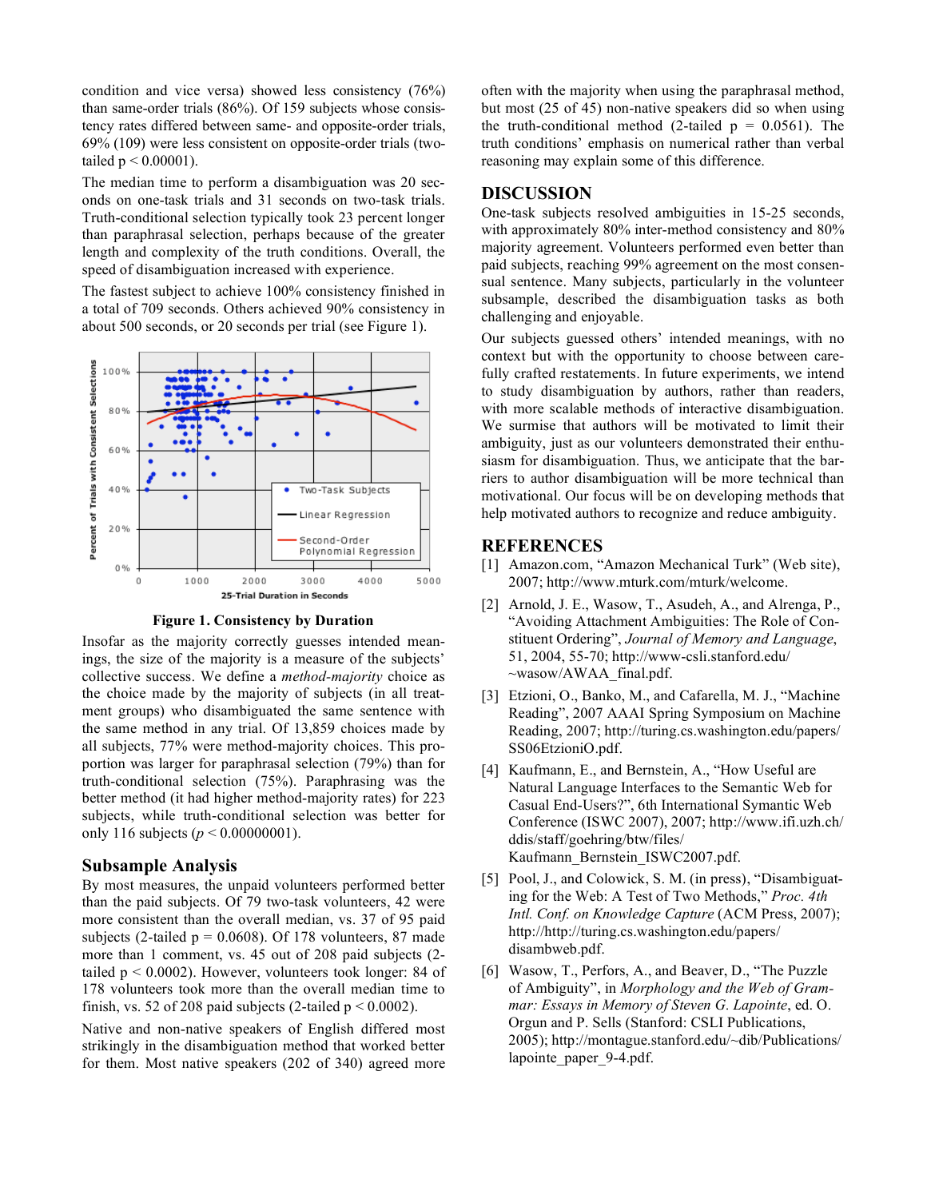condition and vice versa) showed less consistency (76%) than same-order trials (86%). Of 159 subjects whose consistency rates differed between same- and opposite-order trials, 69% (109) were less consistent on opposite-order trials (two-tailed $p < 0.00001$).

The median time to perform a disambiguation was 20 seconds on one-task trials and 31 seconds on two-task trials. Truth-conditional selection typically took 23 percent longer than paraphrasal selection, perhaps because of the greater length and complexity of the truth conditions. Overall, the speed of disambiguation increased with experience.

The fastest subject to achieve 100% consistency finished in a total of 709 seconds. Others achieved 90% consistency in about 500 seconds, or 20 seconds per trial (see Figure 1).

Percent of Trials with Consistent Selections

100%
80%
60%
40%
20%
0%

0
1000
2000
3000
4000
5000

25-Trial Duration in Seconds

Two-Task Subjects
Linear Regression
Second-Order Polynomial Regression

**Figure 1. Consistency by Duration**

Insofar as the majority correctly guesses intended meanings, the size of the majority is a measure of the subjects' collective success. We define a *method-majority* choice as the choice made by the majority of subjects (in all treatment groups) who disambiguated the same sentence with the same method in any trial. Of 13,859 choices made by all subjects, 77% were method-majority choices. This proportion was larger for paraphrasal selection (79%) than for truth-conditional selection (75%). Paraphrasing was the better method (it had higher method-majority rates) for 223 subjects, while truth-conditional selection was better for only 116 subjects ($p < 0.00000001$).

## Subsample Analysis

By most measures, the unpaid volunteers performed better than the paid subjects. Of 79 two-task volunteers, 42 were more consistent than the overall median, vs. 37 of 95 paid subjects (2-tailed $p = 0.0608$). Of 178 volunteers, 87 made more than 1 comment, vs. 45 out of 208 paid subjects (2-tailed $p < 0.0002$). However, volunteers took longer: 84 of 178 volunteers took more than the overall median time to finish, vs. 52 of 208 paid subjects (2-tailed $p < 0.0002$).

Native and non-native speakers of English differed most strikingly in the disambiguation method that worked better for them. Most native speakers (202 of 340) agreed more often with the majority when using the paraphrasal method, but most (25 of 45) non-native speakers did so when using the truth-conditional method (2-tailed $p = 0.0561$). The truth conditions' emphasis on numerical rather than verbal reasoning may explain some of this difference.

## DISCUSSION

One-task subjects resolved ambiguities in 15-25 seconds, with approximately 80% inter-method consistency and 80% majority agreement. Volunteers performed even better than paid subjects, reaching 99% agreement on the most consensual sentence. Many subjects, particularly in the volunteer subsample, described the disambiguation tasks as both challenging and enjoyable.

Our subjects guessed others' intended meanings, with no context but with the opportunity to choose between carefully crafted restatements. In future experiments, we intend to study disambiguation by authors, rather than readers, with more scalable methods of interactive disambiguation. We surmise that authors will be motivated to limit their ambiguity, just as our volunteers demonstrated their enthusiasm for disambiguation. Thus, we anticipate that the barriers to author disambiguation will be more technical than motivational. Our focus will be on developing methods that help motivated authors to recognize and reduce ambiguity.

## REFERENCES

[1] Amazon.com, "Amazon Mechanical Turk" (Web site), 2007; http://www.mturk.com/mturk/welcome.

[2] Arnold, J. E., Wasow, T., Asudeh, A., and Alrenga, P., "Avoiding Attachment Ambiguities: The Role of Constituent Ordering", *Journal of Memory and Language*, 51, 2004, 55-70; http://www-csli.stanford.edu/~wasow/AWAA_final.pdf.

[3] Etzioni, O., Banko, M., and Cafarella, M. J., "Machine Reading", 2007 AAAI Spring Symposium on Machine Reading, 2007; http://turing.cs.washington.edu/papers/SS06EtzioniO.pdf.

[4] Kaufmann, E., and Bernstein, A., "How Useful are Natural Language Interfaces to the Semantic Web for Casual End-Users?", 6th International Symantic Web Conference (ISWC 2007), 2007; http://www.ifi.uzh.ch/ddis/staff/goehring/btw/files/Kaufmann_Bernstein_ISWC2007.pdf.

[5] Pool, J., and Colowick, S. M. (in press), "Disambiguating for the Web: A Test of Two Methods," *Proc. 4th Intl. Conf. on Knowledge Capture* (ACM Press, 2007); http://http://turing.cs.washington.edu/papers/disambweb.pdf.

[6] Wasow, T., Perfors, A., and Beaver, D., "The Puzzle of Ambiguity", in *Morphology and the Web of Grammar: Essays in Memory of Steven G. Lapointe*, ed. O. Orgun and P. Sells (Stanford: CSLI Publications, 2005); http://montague.stanford.edu/~dib/Publications/lapointe_paper_9-4.pdf.